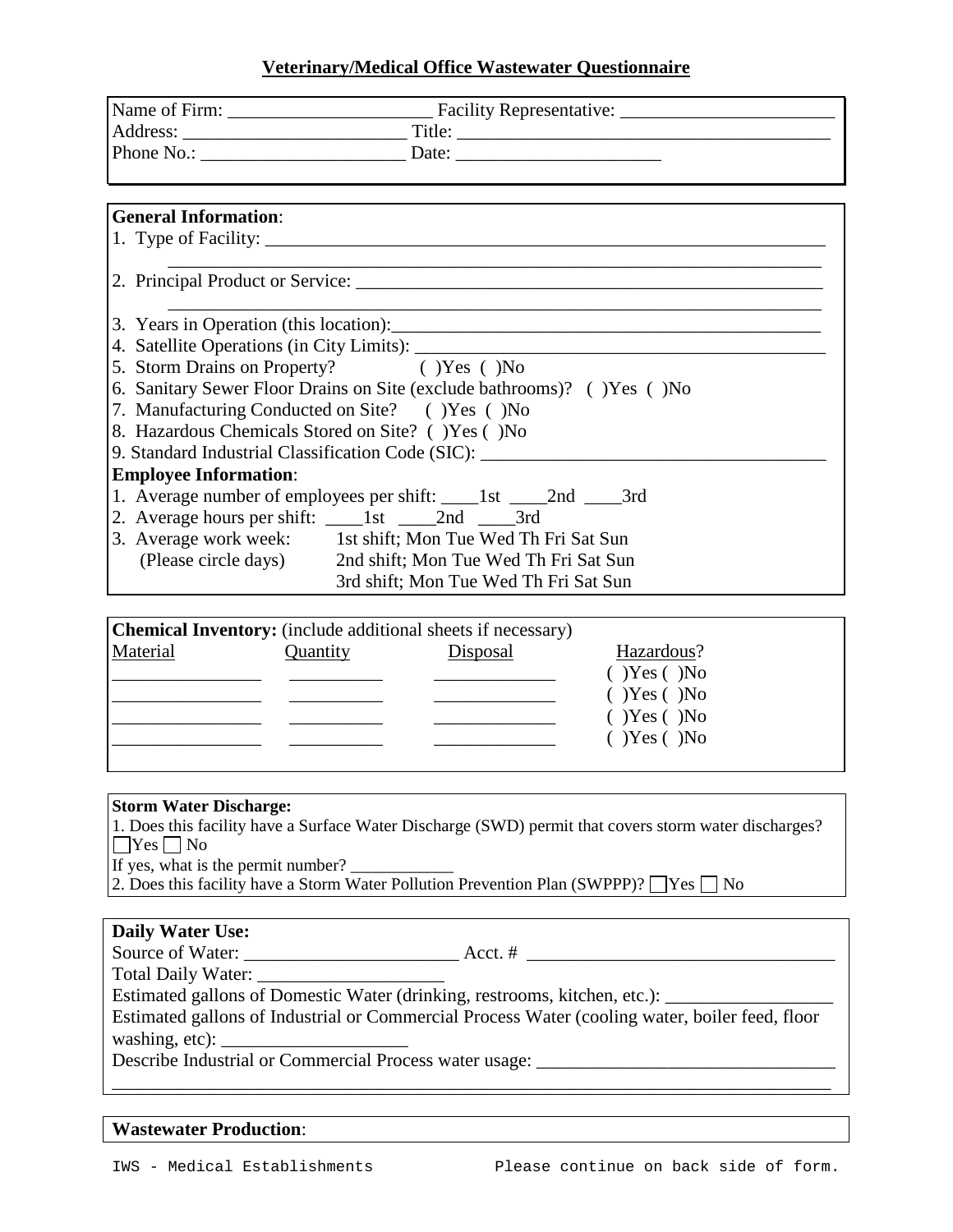# Veterinary/Medical Office Wastewater Questionnaire

Name of Firm: ______________________ Facility Representative: ________________________
Address: ________________________ Title: __________________________________________
Phone No.: ______________________ Date: ______________________

**General Information**:

1. Type of Facility: ________________________________________________________________
   ________________________________________________________________
2. Principal Product or Service: _____________________________________________________
   ________________________________________________________________
3. Years in Operation (this location):_______________________________________________
4. Satellite Operations (in City Limits): ____________________________________________
5. Storm Drains on Property? ( )Yes ( )No
6. Sanitary Sewer Floor Drains on Site (exclude bathrooms)? ( )Yes ( )No
7. Manufacturing Conducted on Site? ( )Yes ( )No
8. Hazardous Chemicals Stored on Site? ( )Yes ( )No
9. Standard Industrial Classification Code (SIC): ______________________________________

**Employee Information**:

1. Average number of employees per shift: ____1st ____2nd ____3rd
2. Average hours per shift: ____1st ____2nd ____3rd
3. Average work week: (Please circle days)
   - 1st shift; Mon Tue Wed Th Fri Sat Sun
   - 2nd shift; Mon Tue Wed Th Fri Sat Sun
   - 3rd shift; Mon Tue Wed Th Fri Sat Sun

**Chemical Inventory:** (include additional sheets if necessary)

| Material | Quantity | Disposal | Hazardous? |
|---|---|---|---|
| ________________ | __________ | _____________ | ( )Yes ( )No |
| ________________ | __________ | _____________ | ( )Yes ( )No |
| ________________ | __________ | _____________ | ( )Yes ( )No |
| ________________ | __________ | _____________ | ( )Yes ( )No |

**Storm Water Discharge:**

1. Does this facility have a Surface Water Discharge (SWD) permit that covers storm water discharges? ☐Yes ☐ No
   If yes, what is the permit number? ____________
2. Does this facility have a Storm Water Pollution Prevention Plan (SWPPP)? ☐Yes ☐ No

**Daily Water Use:**

Source of Water: _______________________ Acct. # __________________________________
Total Daily Water: ____________________
Estimated gallons of Domestic Water (drinking, restrooms, kitchen, etc.): __________________
Estimated gallons of Industrial or Commercial Process Water (cooling water, boiler feed, floor washing, etc): ____________________
Describe Industrial or Commercial Process water usage: ________________________________
________________________________________________________________________________

**Wastewater Production**:

IWS - Medical Establishments

Please continue on back side of form.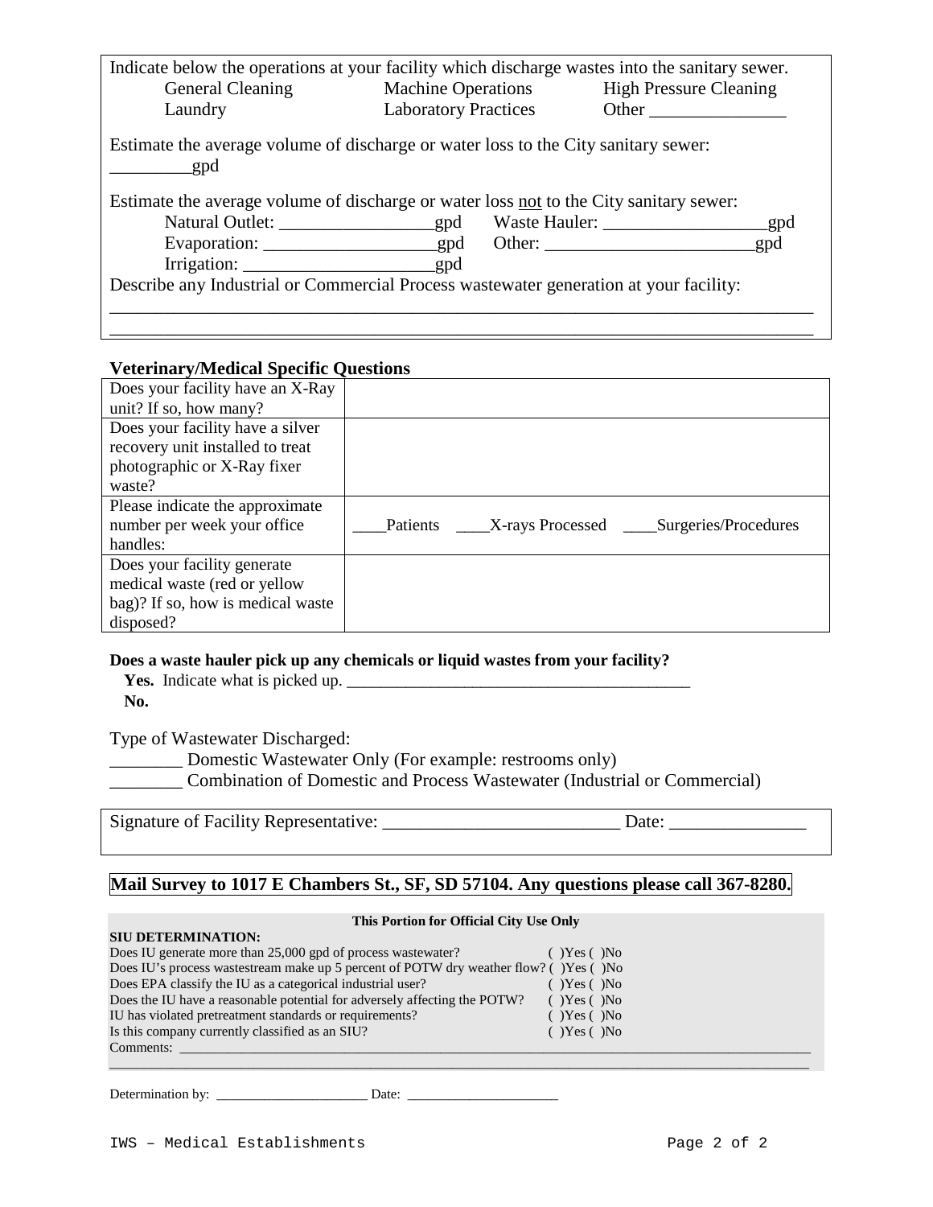Indicate below the operations at your facility which discharge wastes into the sanitary sewer.

General Cleaning    Machine Operations    High Pressure Cleaning

Laundry    Laboratory Practices    Other _______________

Estimate the average volume of discharge or water loss to the City sanitary sewer:

_________gpd

Estimate the average volume of discharge or water loss not to the City sanitary sewer:

Natural Outlet: _________________gpd    Waste Hauler: __________________gpd

Evaporation: ___________________gpd    Other: _______________________gpd

Irrigation: _____________________gpd

Describe any Industrial or Commercial Process wastewater generation at your facility:

_______________________________________________________________________________

_______________________________________________________________________________

**Veterinary/Medical Specific Questions**

| | |
|---|---|
| Does your facility have an X-Ray unit? If so, how many? | |
| Does your facility have a silver recovery unit installed to treat photographic or X-Ray fixer waste? | |
| Please indicate the approximate number per week your office handles: | ____Patients ____X-rays Processed ____Surgeries/Procedures |
| Does your facility generate medical waste (red or yellow bag)? If so, how is medical waste disposed? | |

**Does a waste hauler pick up any chemicals or liquid wastes from your facility?**

**Yes.** Indicate what is picked up. ________________________________________

**No.**

Type of Wastewater Discharged:

________ Domestic Wastewater Only (For example: restrooms only)

________ Combination of Domestic and Process Wastewater (Industrial or Commercial)

Signature of Facility Representative: _________________________ Date: _______________

**Mail Survey to 1017 E Chambers St., SF, SD 57104. Any questions please call 367-8280.**

**This Portion for Official City Use Only**

**SIU DETERMINATION:**

Does IU generate more than 25,000 gpd of process wastewater? ( )Yes ( )No

Does IU's process wastestream make up 5 percent of POTW dry weather flow? ( )Yes ( )No

Does EPA classify the IU as a categorical industrial user? ( )Yes ( )No

Does the IU have a reasonable potential for adversely affecting the POTW? ( )Yes ( )No

IU has violated pretreatment standards or requirements? ( )Yes ( )No

Is this company currently classified as an SIU? ( )Yes ( )No

Comments: ________________________________________________________________________________

________________________________________________________________________________

Determination by: ______________________ Date: ______________________

IWS – Medical Establishments